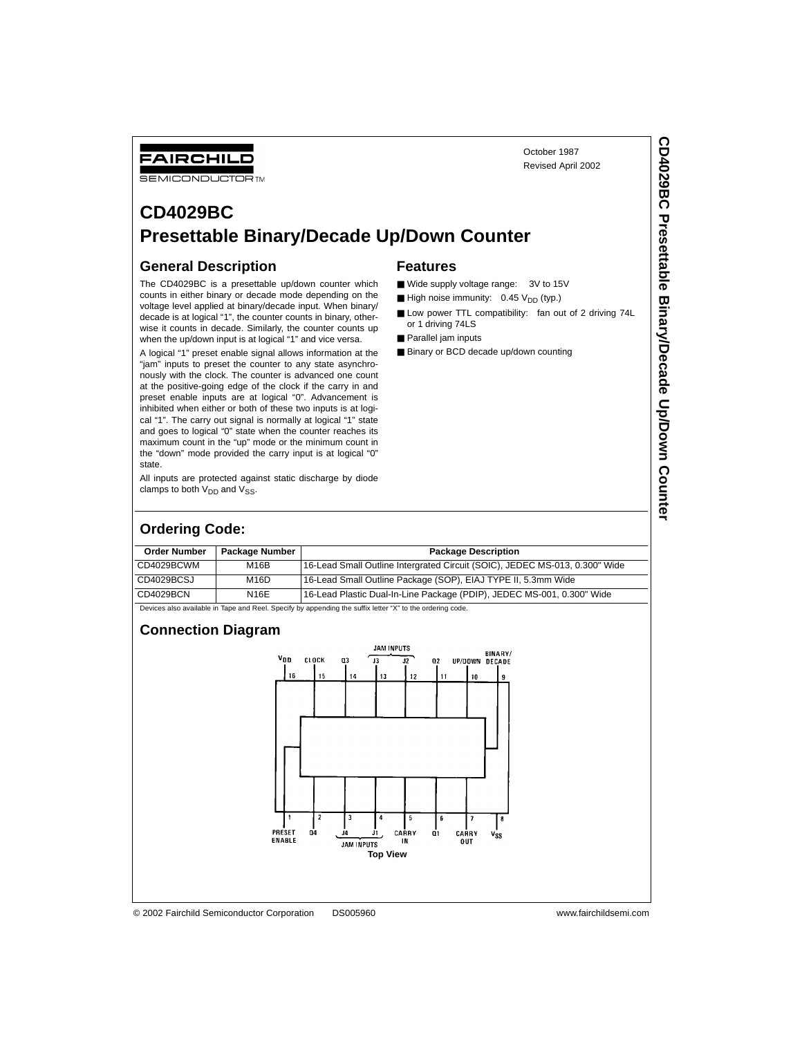FAIRCHILD SEMICONDUCTOR™

October 1987
Revised April 2002

# CD4029BC Presettable Binary/Decade Up/Down Counter

## General Description

The CD4029BC is a presettable up/down counter which counts in either binary or decade mode depending on the voltage level applied at binary/decade input. When binary/decade is at logical "1", the counter counts in binary, otherwise it counts in decade. Similarly, the counter counts up when the up/down input is at logical "1" and vice versa.

A logical "1" preset enable signal allows information at the "jam" inputs to preset the counter to any state asynchronously with the clock. The counter is advanced one count at the positive-going edge of the clock if the carry in and preset enable inputs are at logical "0". Advancement is inhibited when either or both of these two inputs is at logical "1". The carry out signal is normally at logical "1" state and goes to logical "0" state when the counter reaches its maximum count in the "up" mode or the minimum count in the "down" mode provided the carry input is at logical "0" state.

All inputs are protected against static discharge by diode clamps to both $V_{DD}$ and $V_{SS}$.

## Features

- Wide supply voltage range: 3V to 15V
- High noise immunity: 0.45 $V_{DD}$ (typ.)
- Low power TTL compatibility: fan out of 2 driving 74L or 1 driving 74LS
- Parallel jam inputs
- Binary or BCD decade up/down counting

## Ordering Code:

| Order Number | Package Number | Package Description |
|---|---|---|
| CD4029BCWM | M16B | 16-Lead Small Outline Intergrated Circuit (SOIC), JEDEC MS-013, 0.300" Wide |
| CD4029BCSJ | M16D | 16-Lead Small Outline Package (SOP), EIAJ TYPE II, 5.3mm Wide |
| CD4029BCN | N16E | 16-Lead Plastic Dual-In-Line Package (PDIP), JEDEC MS-001, 0.300" Wide |

Devices also available in Tape and Reel. Specify by appending the suffix letter "X" to the ordering code.

## Connection Diagram

Pins (top): 16 $V_{DD}$, 15 CLOCK, 14 Q3, 13 J3, 12 J2, 11 Q2, 10 UP/DOWN, 9 BINARY/DECADE (J3, J2: JAM INPUTS)

Pins (bottom): 1 PRESET ENABLE, 2 Q4, 3 J4, 4 J1, 5 CARRY IN, 6 Q1, 7 CARRY OUT, 8 $V_{SS}$ (J4, J1: JAM INPUTS)

Top View

© 2002 Fairchild Semiconductor Corporation DS005960 www.fairchildsemi.com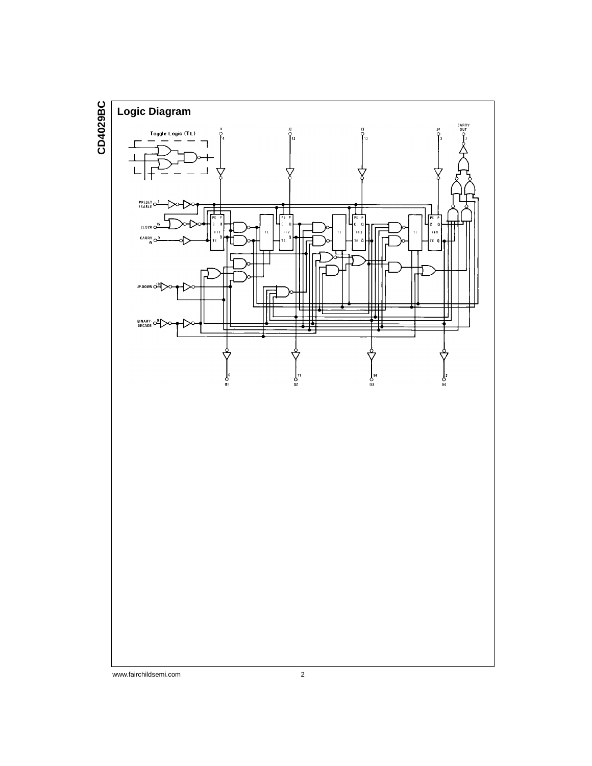## Logic Diagram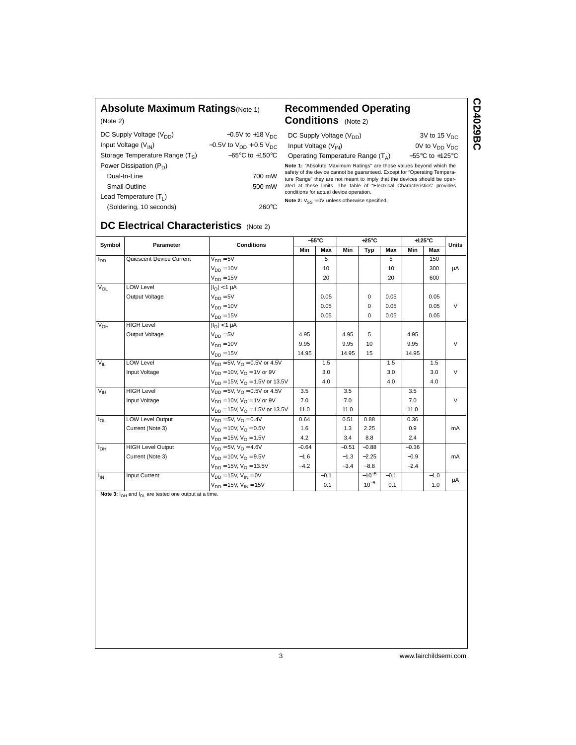## Absolute Maximum Ratings (Note 1)

(Note 2)

| | |
|---|---|
| DC Supply Voltage ($V_{DD}$) | −0.5V to +18 $V_{DC}$ |
| Input Voltage ($V_{IN}$) | −0.5V to $V_{DD}$ +0.5 $V_{DC}$ |
| Storage Temperature Range ($T_S$) | −65°C to +150°C |
| Power Dissipation ($P_D$) | |
| Dual-In-Line | 700 mW |
| Small Outline | 500 mW |
| Lead Temperature ($T_L$) | |
| (Soldering, 10 seconds) | 260°C |

## Recommended Operating Conditions (Note 2)

| | |
|---|---|
| DC Supply Voltage ($V_{DD}$) | 3V to 15 $V_{DC}$ |
| Input Voltage ($V_{IN}$) | 0V to $V_{DD}$ $V_{DC}$ |
| Operating Temperature Range ($T_A$) | −55°C to +125°C |

**Note 1:** "Absolute Maximum Ratings" are those values beyond which the safety of the device cannot be guaranteed. Except for "Operating Temperature Range" they are not meant to imply that the devices should be operated at these limits. The table of "Electrical Characteristics" provides conditions for actual device operation.

**Note 2:** $V_{SS}$ = 0V unless otherwise specified.

## DC Electrical Characteristics (Note 2)

| Symbol | Parameter | Conditions | −55°C | | +25°C | | | +125°C | | Units |
|---|---|---|---|---|---|---|---|---|---|---|
| | | | Min | Max | Min | Typ | Max | Min | Max | |
| $I_{DD}$ | Quiescent Device Current | $V_{DD}$ = 5V | | 5 | | | 5 | | 150 | |
| | | $V_{DD}$ = 10V | | 10 | | | 10 | | 300 | μA |
| | | $V_{DD}$ = 15V | | 20 | | | 20 | | 600 | |
| $V_{OL}$ | LOW Level | $\|I_O\|$ < 1 μA | | | | | | | | |
| | Output Voltage | $V_{DD}$ = 5V | | 0.05 | | 0 | 0.05 | | 0.05 | |
| | | $V_{DD}$ = 10V | | 0.05 | | 0 | 0.05 | | 0.05 | V |
| | | $V_{DD}$ = 15V | | 0.05 | | 0 | 0.05 | | 0.05 | |
| $V_{OH}$ | HIGH Level | $\|I_O\|$ < 1 μA | | | | | | | | |
| | Output Voltage | $V_{DD}$ = 5V | 4.95 | | 4.95 | 5 | | 4.95 | | |
| | | $V_{DD}$ = 10V | 9.95 | | 9.95 | 10 | | 9.95 | | V |
| | | $V_{DD}$ = 15V | 14.95 | | 14.95 | 15 | | 14.95 | | |
| $V_{IL}$ | LOW Level | $V_{DD}$ = 5V, $V_O$ = 0.5V or 4.5V | | 1.5 | | | 1.5 | | 1.5 | |
| | Input Voltage | $V_{DD}$ = 10V, $V_O$ = 1V or 9V | | 3.0 | | | 3.0 | | 3.0 | V |
| | | $V_{DD}$ = 15V, $V_O$ = 1.5V or 13.5V | | 4.0 | | | 4.0 | | 4.0 | |
| $V_{IH}$ | HIGH Level | $V_{DD}$ = 5V, $V_O$ = 0.5V or 4.5V | 3.5 | | 3.5 | | | 3.5 | | |
| | Input Voltage | $V_{DD}$ = 10V, $V_O$ = 1V or 9V | 7.0 | | 7.0 | | | 7.0 | | V |
| | | $V_{DD}$ = 15V, $V_O$ = 1.5V or 13.5V | 11.0 | | 11.0 | | | 11.0 | | |
| $I_{OL}$ | LOW Level Output | $V_{DD}$ = 5V, $V_O$ = 0.4V | 0.64 | | 0.51 | 0.88 | | 0.36 | | |
| | Current (Note 3) | $V_{DD}$ = 10V, $V_O$ = 0.5V | 1.6 | | 1.3 | 2.25 | | 0.9 | | mA |
| | | $V_{DD}$ = 15V, $V_O$ = 1.5V | 4.2 | | 3.4 | 8.8 | | 2.4 | | |
| $I_{OH}$ | HIGH Level Output | $V_{DD}$ = 5V, $V_O$ = 4.6V | −0.64 | | −0.51 | −0.88 | | −0.36 | | |
| | Current (Note 3) | $V_{DD}$ = 10V, $V_O$ = 9.5V | −1.6 | | −1.3 | −2.25 | | −0.9 | | mA |
| | | $V_{DD}$ = 15V, $V_O$ = 13.5V | −4.2 | | −3.4 | −8.8 | | −2.4 | | |
| $I_{IN}$ | Input Current | $V_{DD}$ = 15V, $V_{IN}$ = 0V | | −0.1 | | $-10^{-5}$ | −0.1 | | −1.0 | μA |
| | | $V_{DD}$ = 15V, $V_{IN}$ = 15V | | 0.1 | | $10^{-5}$ | 0.1 | | 1.0 | |

**Note 3:** $I_{OH}$ and $I_{OL}$ are tested one output at a time.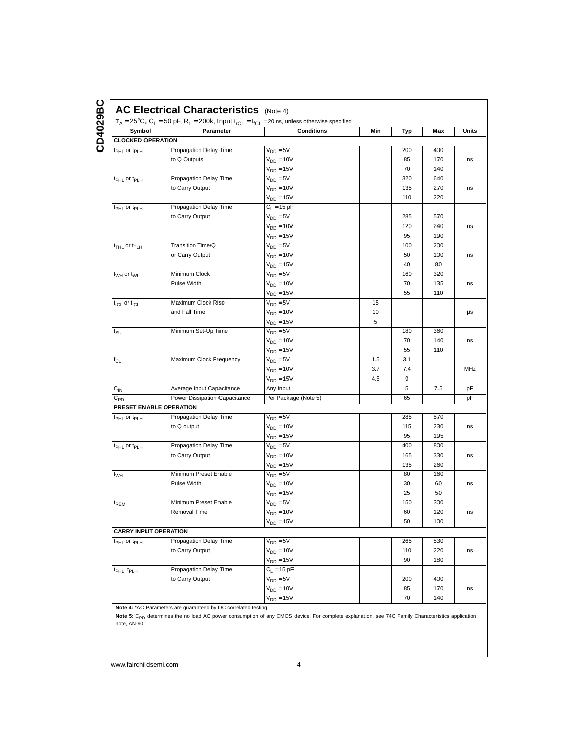## AC Electrical Characteristics (Note 4)

$T_A = 25°C$, $C_L = 50$ pF, $R_L = 200k$, Input $t_{rCL} = t_{fCL} = 20$ ns, unless otherwise specified

| Symbol | Parameter | Conditions | Min | Typ | Max | Units |
|---|---|---|---|---|---|---|
| **CLOCKED OPERATION** | | | | | | |
| $t_{PHL}$ or $t_{PLH}$ | Propagation Delay Time to Q Outputs | $V_{DD} = 5V$ | | 200 | 400 | ns |
| | | $V_{DD} = 10V$ | | 85 | 170 | |
| | | $V_{DD} = 15V$ | | 70 | 140 | |
| $t_{PHL}$ or $t_{PLH}$ | Propagation Delay Time to Carry Output | $V_{DD} = 5V$ | | 320 | 640 | ns |
| | | $V_{DD} = 10V$ | | 135 | 270 | |
| | | $V_{DD} = 15V$ | | 110 | 220 | |
| $t_{PHL}$ or $t_{PLH}$ | Propagation Delay Time to Carry Output | $C_L = 15$ pF | | | | ns |
| | | $V_{DD} = 5V$ | | 285 | 570 | |
| | | $V_{DD} = 10V$ | | 120 | 240 | |
| | | $V_{DD} = 15V$ | | 95 | 190 | |
| $t_{THL}$ or $t_{TLH}$ | Transition Time/Q or Carry Output | $V_{DD} = 5V$ | | 100 | 200 | ns |
| | | $V_{DD} = 10V$ | | 50 | 100 | |
| | | $V_{DD} = 15V$ | | 40 | 80 | |
| $t_{WH}$ or $t_{WL}$ | Minimum Clock Pulse Width | $V_{DD} = 5V$ | | 160 | 320 | ns |
| | | $V_{DD} = 10V$ | | 70 | 135 | |
| | | $V_{DD} = 15V$ | | 55 | 110 | |
| $t_{rCL}$ or $t_{fCL}$ | Maximum Clock Rise and Fall Time | $V_{DD} = 5V$ | 15 | | | µs |
| | | $V_{DD} = 10V$ | 10 | | | |
| | | $V_{DD} = 15V$ | 5 | | | |
| $t_{SU}$ | Minimum Set-Up Time | $V_{DD} = 5V$ | | 180 | 360 | ns |
| | | $V_{DD} = 10V$ | | 70 | 140 | |
| | | $V_{DD} = 15V$ | | 55 | 110 | |
| $f_{CL}$ | Maximum Clock Frequency | $V_{DD} = 5V$ | 1.5 | 3.1 | | MHz |
| | | $V_{DD} = 10V$ | 3.7 | 7.4 | | |
| | | $V_{DD} = 15V$ | 4.5 | 9 | | |
| $C_{IN}$ | Average Input Capacitance | Any Input | | 5 | 7.5 | pF |
| $C_{PD}$ | Power Dissipation Capacitance | Per Package (Note 5) | | 65 | | pF |
| **PRESET ENABLE OPERATION** | | | | | | |
| $t_{PHL}$ or $t_{PLH}$ | Propagation Delay Time to Q output | $V_{DD} = 5V$ | | 285 | 570 | ns |
| | | $V_{DD} = 10V$ | | 115 | 230 | |
| | | $V_{DD} = 15V$ | | 95 | 195 | |
| $t_{PHL}$ or $t_{PLH}$ | Propagation Delay Time to Carry Output | $V_{DD} = 5V$ | | 400 | 800 | ns |
| | | $V_{DD} = 10V$ | | 165 | 330 | |
| | | $V_{DD} = 15V$ | | 135 | 260 | |
| $t_{WH}$ | Minimum Preset Enable Pulse Width | $V_{DD} = 5V$ | | 80 | 160 | ns |
| | | $V_{DD} = 10V$ | | 30 | 60 | |
| | | $V_{DD} = 15V$ | | 25 | 50 | |
| $t_{REM}$ | Minimum Preset Enable Removal Time | $V_{DD} = 5V$ | | 150 | 300 | ns |
| | | $V_{DD} = 10V$ | | 60 | 120 | |
| | | $V_{DD} = 15V$ | | 50 | 100 | |
| **CARRY INPUT OPERATION** | | | | | | |
| $t_{PHL}$ or $t_{PLH}$ | Propagation Delay Time to Carry Output | $V_{DD} = 5V$ | | 265 | 530 | ns |
| | | $V_{DD} = 10V$ | | 110 | 220 | |
| | | $V_{DD} = 15V$ | | 90 | 180 | |
| $t_{PHL}$, $t_{PLH}$ | Propagation Delay Time to Carry Output | $C_L = 15$ pF | | | | ns |
| | | $V_{DD} = 5V$ | | 200 | 400 | |
| | | $V_{DD} = 10V$ | | 85 | 170 | |
| | | $V_{DD} = 15V$ | | 70 | 140 | |

**Note 4:** *AC Parameters are guaranteed by DC correlated testing.

**Note 5:** $C_{PD}$ determines the no load AC power consumption of any CMOS device. For complete explanation, see 74C Family Characteristics application note, AN-90.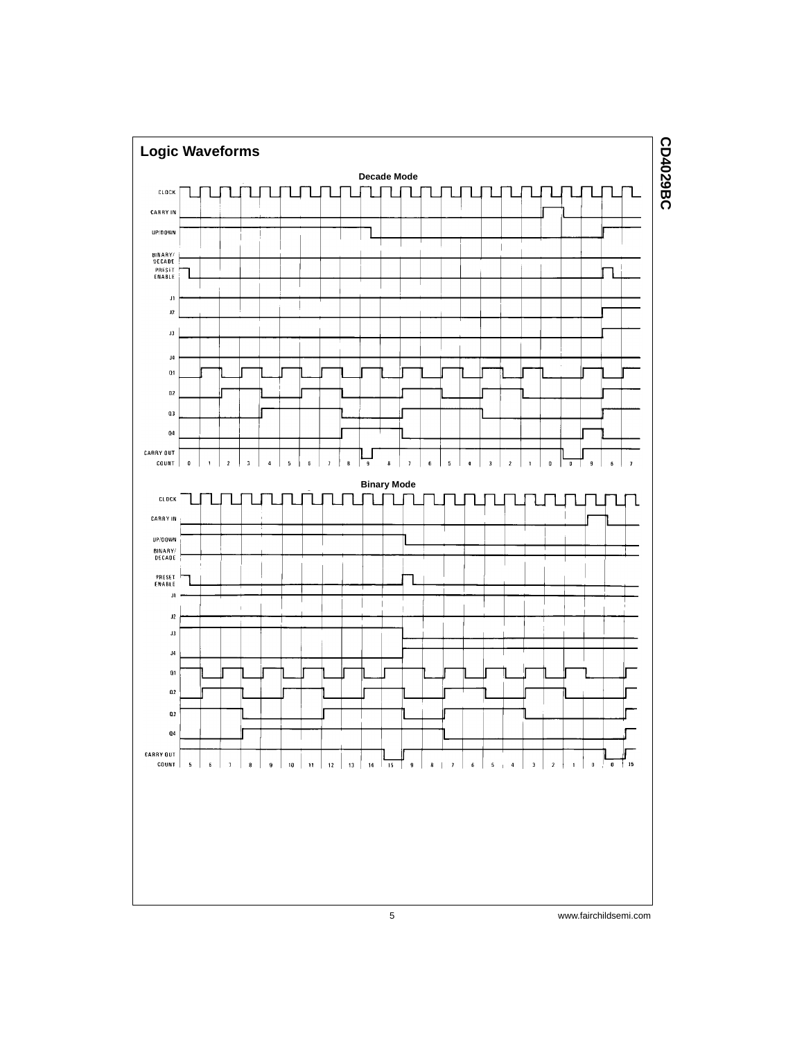## Logic Waveforms

**Decade Mode**

CLOCK

CARRY IN

UP/DOWN

BINARY/DECADE

PRESET ENABLE

J1

J2

J3

J4

Q1

Q2

Q3

Q4

CARRY OUT

COUNT 0 1 2 3 4 5 6 7 8 9 8 7 6 5 4 3 2 1 0 0 9 6 7

**Binary Mode**

CLOCK

CARRY IN

UP/DOWN

BINARY/DECADE

PRESET ENABLE

J1

J2

J3

J4

Q1

Q2

Q3

Q4

CARRY OUT

COUNT 5 6 7 8 9 10 11 12 13 14 15 9 8 7 6 5 4 3 2 1 0 0 15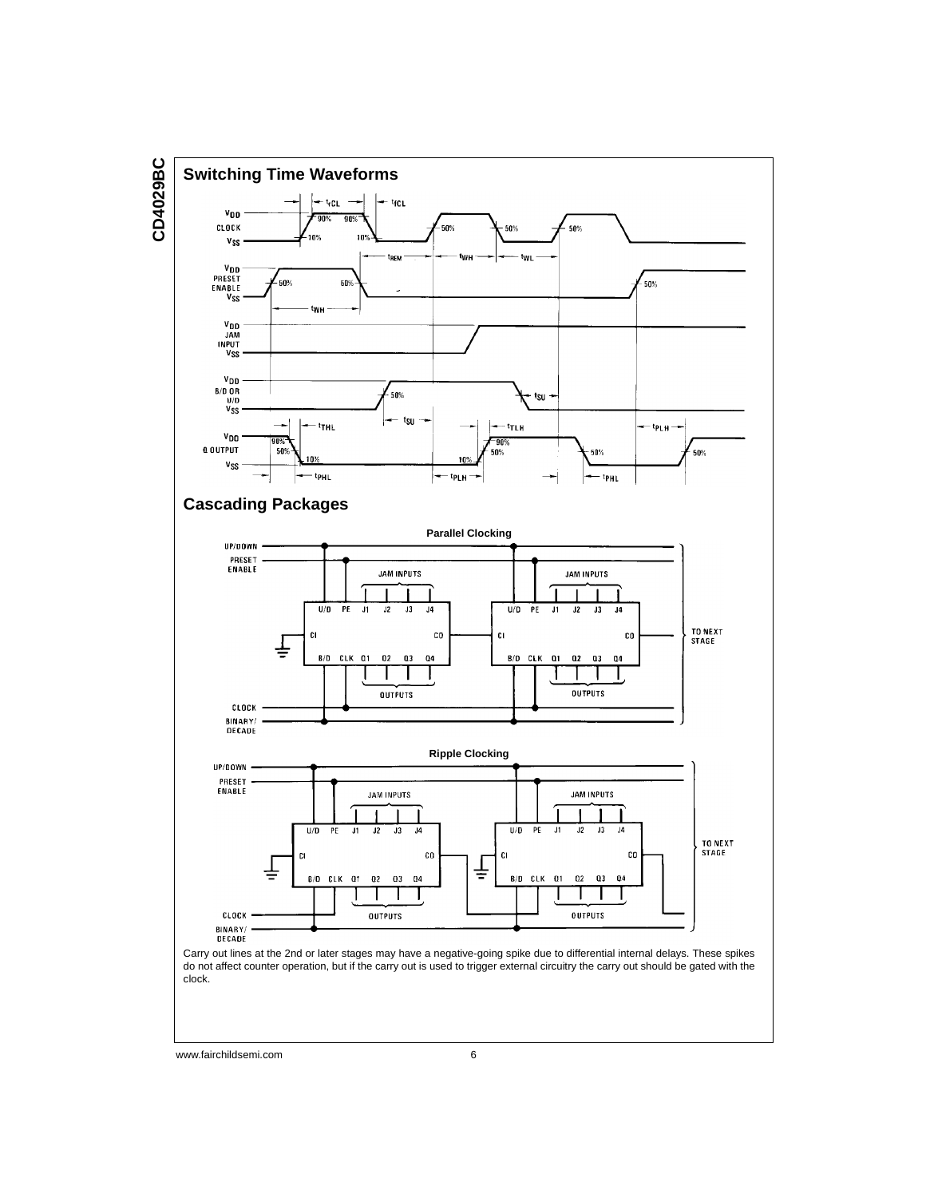## Switching Time Waveforms

## Cascading Packages

**Parallel Clocking**

**Ripple Clocking**

Carry out lines at the 2nd or later stages may have a negative-going spike due to differential internal delays. These spikes do not affect counter operation, but if the carry out is used to trigger external circuitry the carry out should be gated with the clock.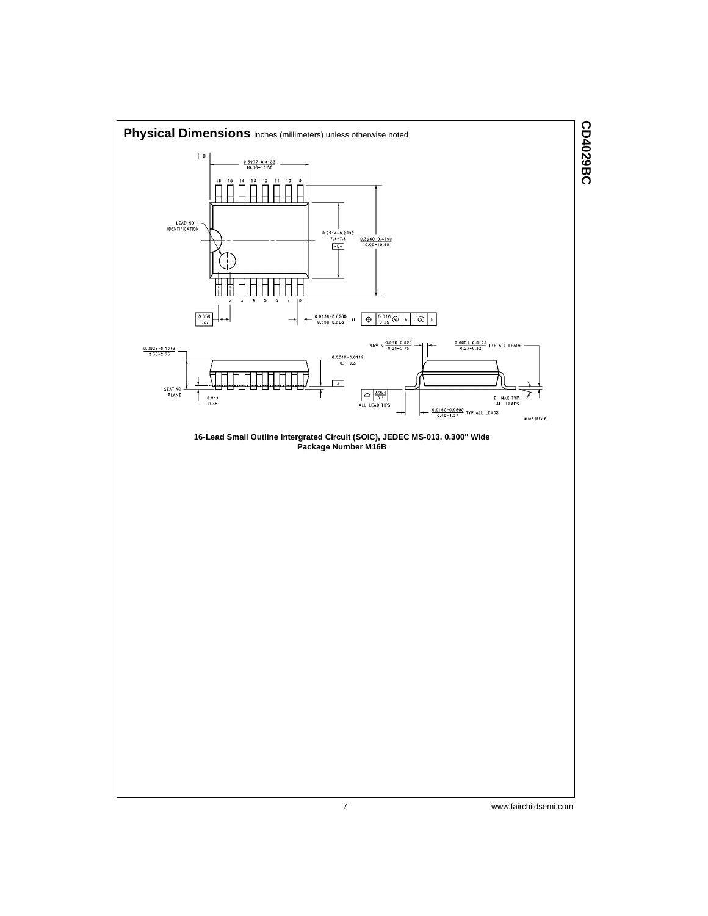## Physical Dimensions inches (millimeters) unless otherwise noted

**16-Lead Small Outline Intergrated Circuit (SOIC), JEDEC MS-013, 0.300" Wide**
**Package Number M16B**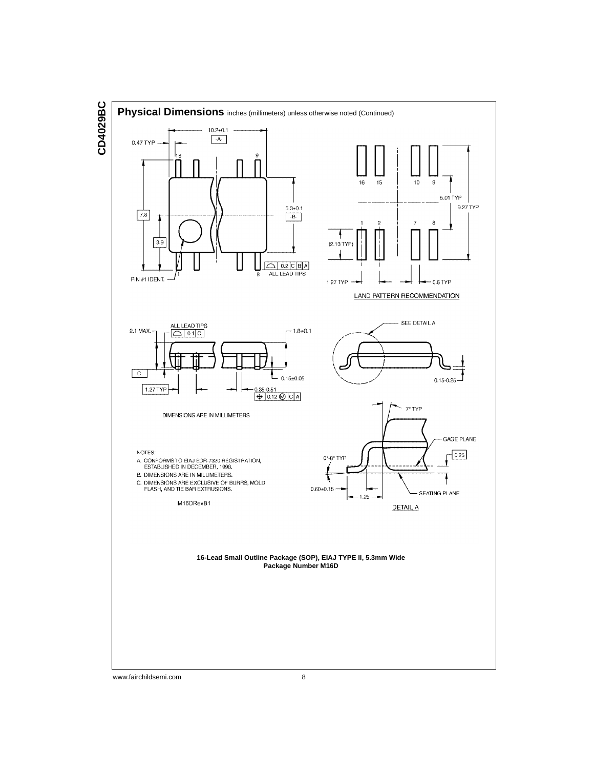## Physical Dimensions inches (millimeters) unless otherwise noted (Continued)

10.2±0.1
-A-
0.47 TYP
16
9
7.8
5.3±0.1
-B-
3.9
PIN #1 IDENT.
1
8
0.2 C B A
ALL LEAD TIPS

16 15 10 9
5.01 TYP
9.27 TYP
1 2 7 8
(2.13 TYP)
1.27 TYP
0.6 TYP
LAND PATTERN RECOMMENDATION

2.1 MAX.
ALL LEAD TIPS
0.1 C
1.8±0.1
-C-
0.15±0.05
1.27 TYP
0.35-0.51
0.12 Ⓜ C A

SEE DETAIL A
0.15-0.25

DIMENSIONS ARE IN MILLIMETERS

7° TYP
GAGE PLANE
0.25
0°-8° TYP
0.60±0.15
1.25
SEATING PLANE
DETAIL A

NOTES:

A. CONFORMS TO EIAJ EDR-7320 REGISTRATION, ESTABLISHED IN DECEMBER, 1998.
B. DIMENSIONS ARE IN MILLIMETERS.
C. DIMENSIONS ARE EXCLUSIVE OF BURRS, MOLD FLASH, AND TIE BAR EXTRUSIONS.

M16DRevB1

**16-Lead Small Outline Package (SOP), EIAJ TYPE II, 5.3mm Wide**
**Package Number M16D**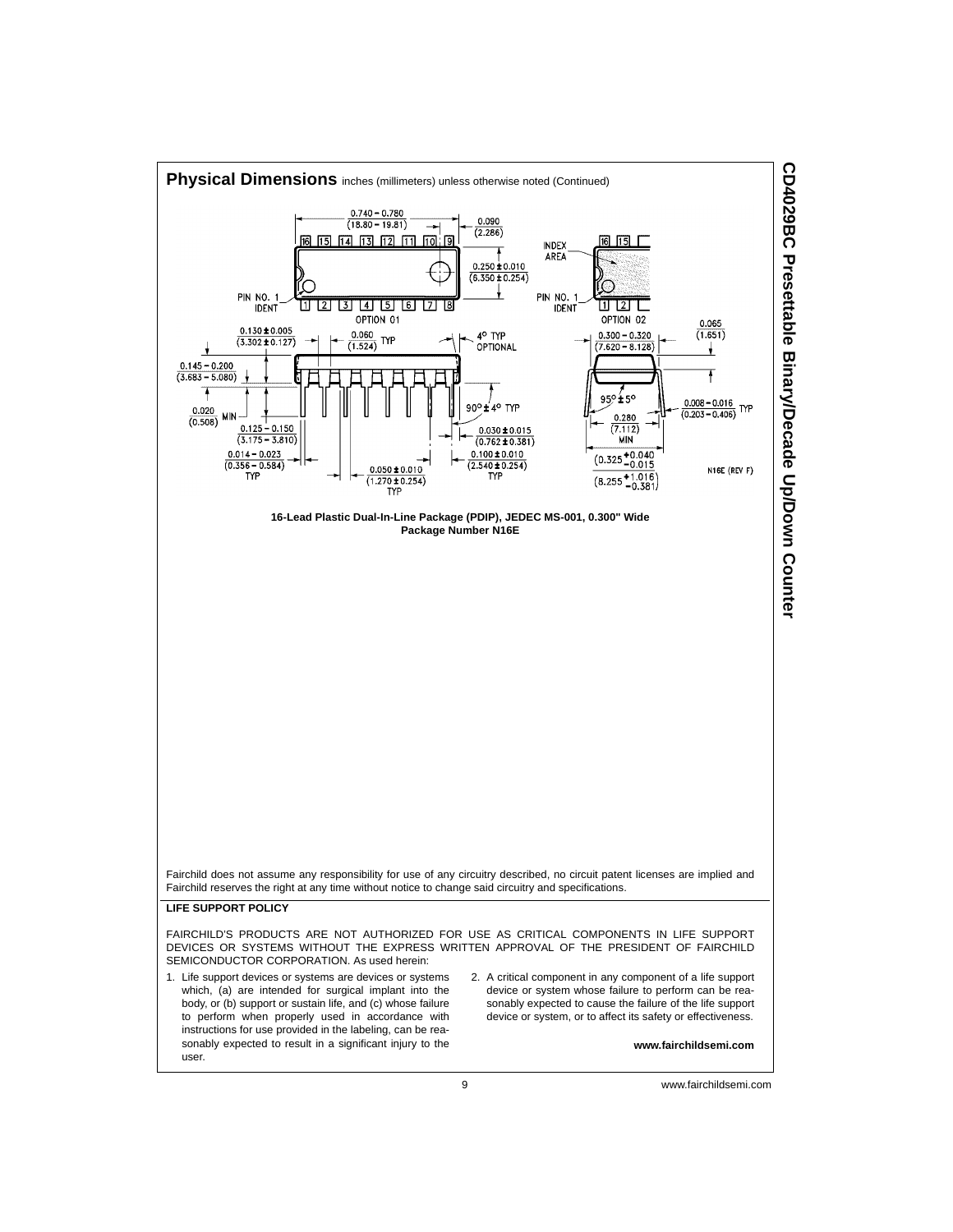## Physical Dimensions inches (millimeters) unless otherwise noted (Continued)

0.740 – 0.780
(18.80 – 19.81)
0.090
(2.286)
INDEX AREA
0.250 ± 0.010
(6.350 ± 0.254)
PIN NO. 1 IDENT
OPTION 01
PIN NO. 1 IDENT
OPTION 02
0.130 ± 0.005
(3.302 ± 0.127)
0.060
(1.524) TYP
4° TYP OPTIONAL
0.300 – 0.320
(7.620 – 8.128)
0.065
(1.651)
0.145 – 0.200
(3.683 – 5.080)
0.020
(0.508) MIN
95° ± 5°
0.008 – 0.016
(0.203 – 0.406) TYP
90° ± 4° TYP
0.280
(7.112)
MIN
0.125 – 0.150
(3.175 – 3.810)
0.030 ± 0.015
(0.762 ± 0.381)
0.014 – 0.023
(0.356 – 0.584)
TYP
0.100 ± 0.010
(2.540 ± 0.254)
TYP
0.050 ± 0.010
(1.270 ± 0.254)
TYP
$\left(0.325 {}^{+0.040}_{-0.015}\right)$
$\left(8.255 {}^{+1.016}_{-0.381}\right)$
N16E (REV F)

**16-Lead Plastic Dual-In-Line Package (PDIP), JEDEC MS-001, 0.300" Wide**
**Package Number N16E**

Fairchild does not assume any responsibility for use of any circuitry described, no circuit patent licenses are implied and Fairchild reserves the right at any time without notice to change said circuitry and specifications.

**LIFE SUPPORT POLICY**

FAIRCHILD'S PRODUCTS ARE NOT AUTHORIZED FOR USE AS CRITICAL COMPONENTS IN LIFE SUPPORT DEVICES OR SYSTEMS WITHOUT THE EXPRESS WRITTEN APPROVAL OF THE PRESIDENT OF FAIRCHILD SEMICONDUCTOR CORPORATION. As used herein:

1. Life support devices or systems are devices or systems which, (a) are intended for surgical implant into the body, or (b) support or sustain life, and (c) whose failure to perform when properly used in accordance with instructions for use provided in the labeling, can be reasonably expected to result in a significant injury to the user.
2. A critical component in any component of a life support device or system whose failure to perform can be reasonably expected to cause the failure of the life support device or system, or to affect its safety or effectiveness.

**www.fairchildsemi.com**